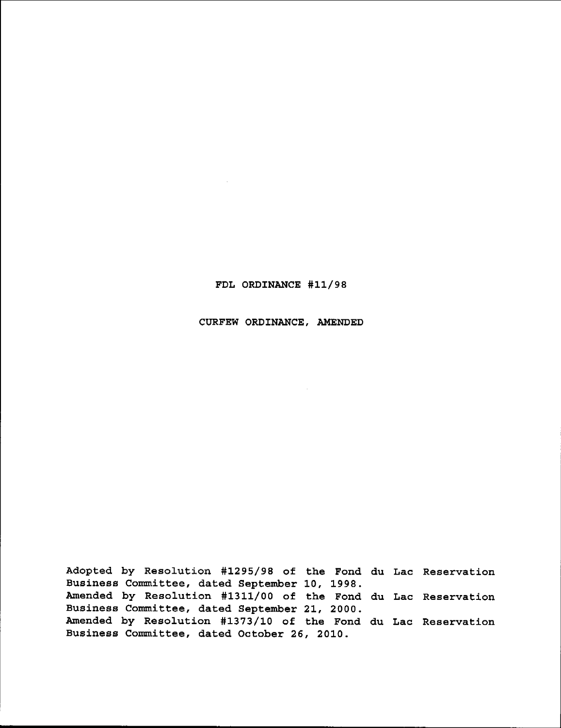# FDL ORDINANCE #11/98

## CURFEW ORDINANCE, AMENDED

Adopted by Resolution #1295/98 of the Fond du Lac Reservation Business Committee, dated September 10, 1998.
Amended by Resolution #1311/00 of the Fond du Lac Reservation Business Committee, dated September 21, 2000.
Amended by Resolution #1373/10 of the Fond du Lac Reservation Business Committee, dated October 26, 2010.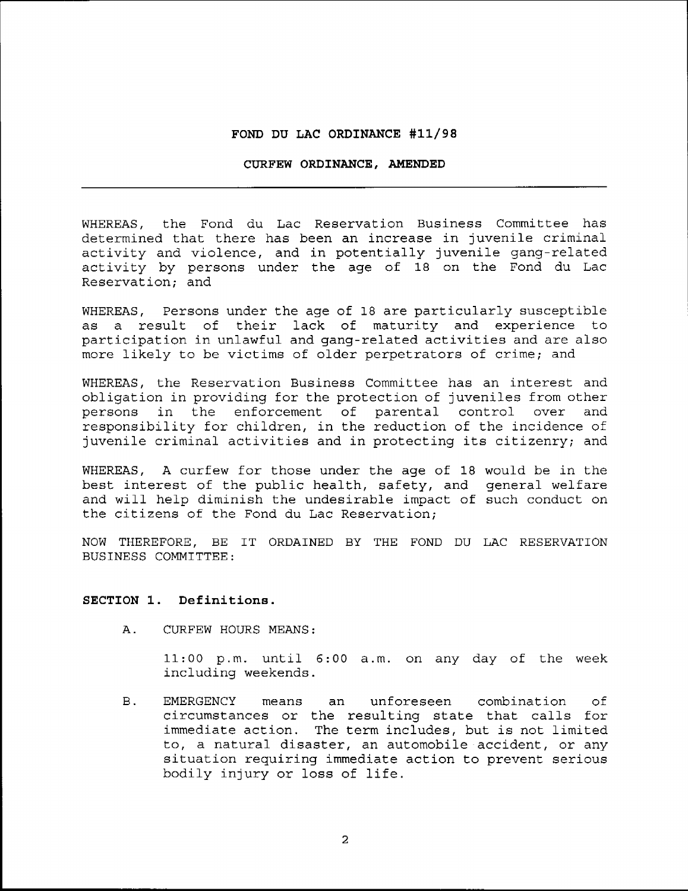# FOND DU LAC ORDINANCE #11/98

## CURFEW ORDINANCE, AMENDED

---

WHEREAS, the Fond du Lac Reservation Business Committee has determined that there has been an increase in juvenile criminal activity and violence, and in potentially juvenile gang-related activity by persons under the age of 18 on the Fond du Lac Reservation; and

WHEREAS, Persons under the age of 18 are particularly susceptible as a result of their lack of maturity and experience to participation in unlawful and gang-related activities and are also more likely to be victims of older perpetrators of crime; and

WHEREAS, the Reservation Business Committee has an interest and obligation in providing for the protection of juveniles from other persons in the enforcement of parental control over and responsibility for children, in the reduction of the incidence of juvenile criminal activities and in protecting its citizenry; and

WHEREAS, A curfew for those under the age of 18 would be in the best interest of the public health, safety, and general welfare and will help diminish the undesirable impact of such conduct on the citizens of the Fond du Lac Reservation;

NOW THEREFORE, BE IT ORDAINED BY THE FOND DU LAC RESERVATION BUSINESS COMMITTEE:

### SECTION 1. Definitions.

A. CURFEW HOURS MEANS:

11:00 p.m. until 6:00 a.m. on any day of the week including weekends.

B. EMERGENCY means an unforeseen combination of circumstances or the resulting state that calls for immediate action. The term includes, but is not limited to, a natural disaster, an automobile accident, or any situation requiring immediate action to prevent serious bodily injury or loss of life.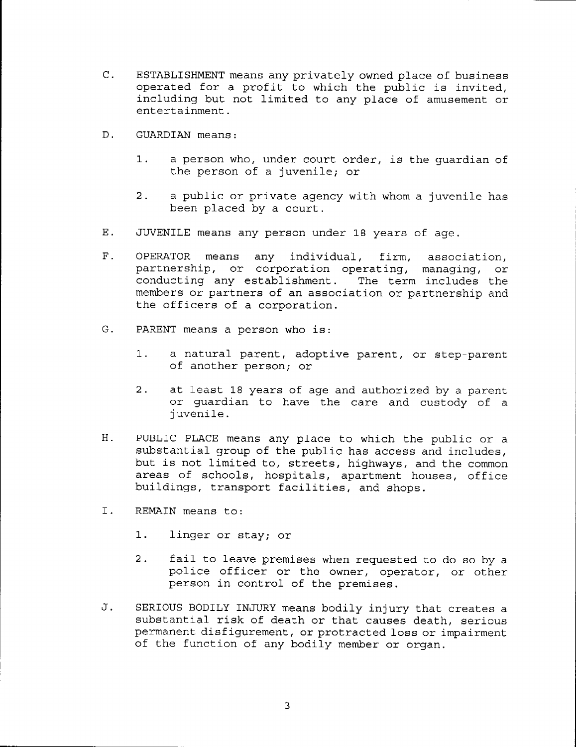C. ESTABLISHMENT means any privately owned place of business operated for a profit to which the public is invited, including but not limited to any place of amusement or entertainment.

D. GUARDIAN means:

   1. a person who, under court order, is the guardian of the person of a juvenile; or

   2. a public or private agency with whom a juvenile has been placed by a court.

E. JUVENILE means any person under 18 years of age.

F. OPERATOR means any individual, firm, association, partnership, or corporation operating, managing, or conducting any establishment. The term includes the members or partners of an association or partnership and the officers of a corporation.

G. PARENT means a person who is:

   1. a natural parent, adoptive parent, or step-parent of another person; or

   2. at least 18 years of age and authorized by a parent or guardian to have the care and custody of a juvenile.

H. PUBLIC PLACE means any place to which the public or a substantial group of the public has access and includes, but is not limited to, streets, highways, and the common areas of schools, hospitals, apartment houses, office buildings, transport facilities, and shops.

I. REMAIN means to:

   1. linger or stay; or

   2. fail to leave premises when requested to do so by a police officer or the owner, operator, or other person in control of the premises.

J. SERIOUS BODILY INJURY means bodily injury that creates a substantial risk of death or that causes death, serious permanent disfigurement, or protracted loss or impairment of the function of any bodily member or organ.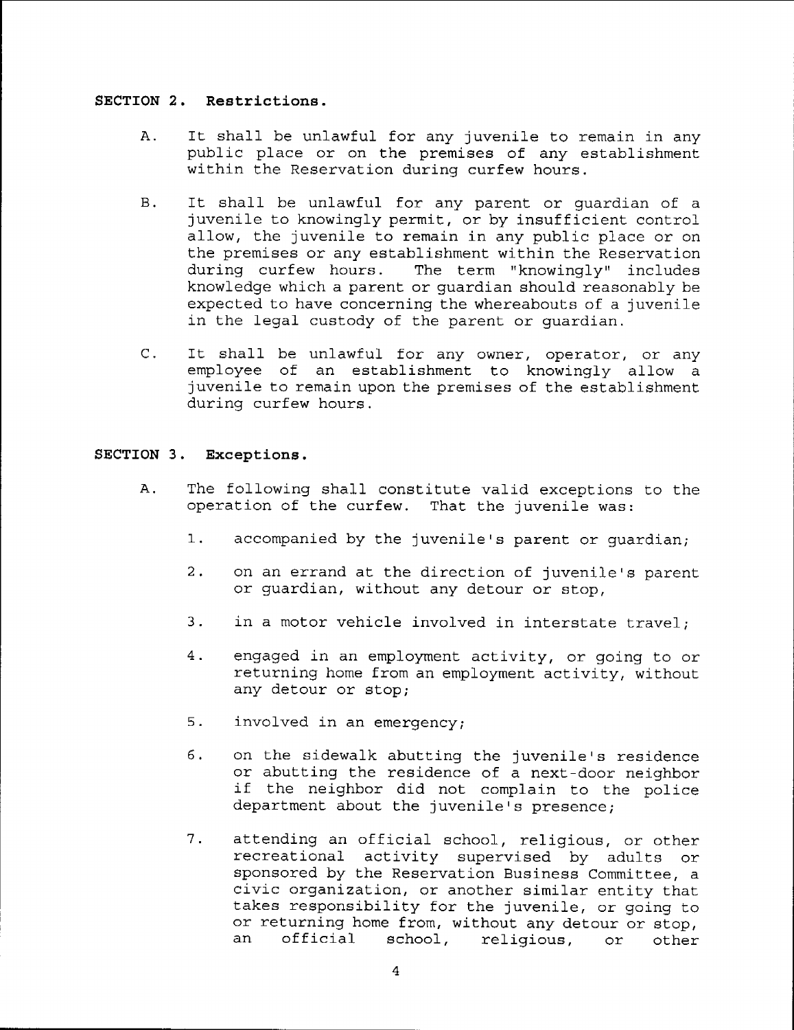**SECTION 2. Restrictions.**

A. It shall be unlawful for any juvenile to remain in any public place or on the premises of any establishment within the Reservation during curfew hours.

B. It shall be unlawful for any parent or guardian of a juvenile to knowingly permit, or by insufficient control allow, the juvenile to remain in any public place or on the premises or any establishment within the Reservation during curfew hours. The term "knowingly" includes knowledge which a parent or guardian should reasonably be expected to have concerning the whereabouts of a juvenile in the legal custody of the parent or guardian.

C. It shall be unlawful for any owner, operator, or any employee of an establishment to knowingly allow a juvenile to remain upon the premises of the establishment during curfew hours.

**SECTION 3. Exceptions.**

A. The following shall constitute valid exceptions to the operation of the curfew. That the juvenile was:

1. accompanied by the juvenile's parent or guardian;

2. on an errand at the direction of juvenile's parent or guardian, without any detour or stop,

3. in a motor vehicle involved in interstate travel;

4. engaged in an employment activity, or going to or returning home from an employment activity, without any detour or stop;

5. involved in an emergency;

6. on the sidewalk abutting the juvenile's residence or abutting the residence of a next-door neighbor if the neighbor did not complain to the police department about the juvenile's presence;

7. attending an official school, religious, or other recreational activity supervised by adults or sponsored by the Reservation Business Committee, a civic organization, or another similar entity that takes responsibility for the juvenile, or going to or returning home from, without any detour or stop, an official school, religious, or other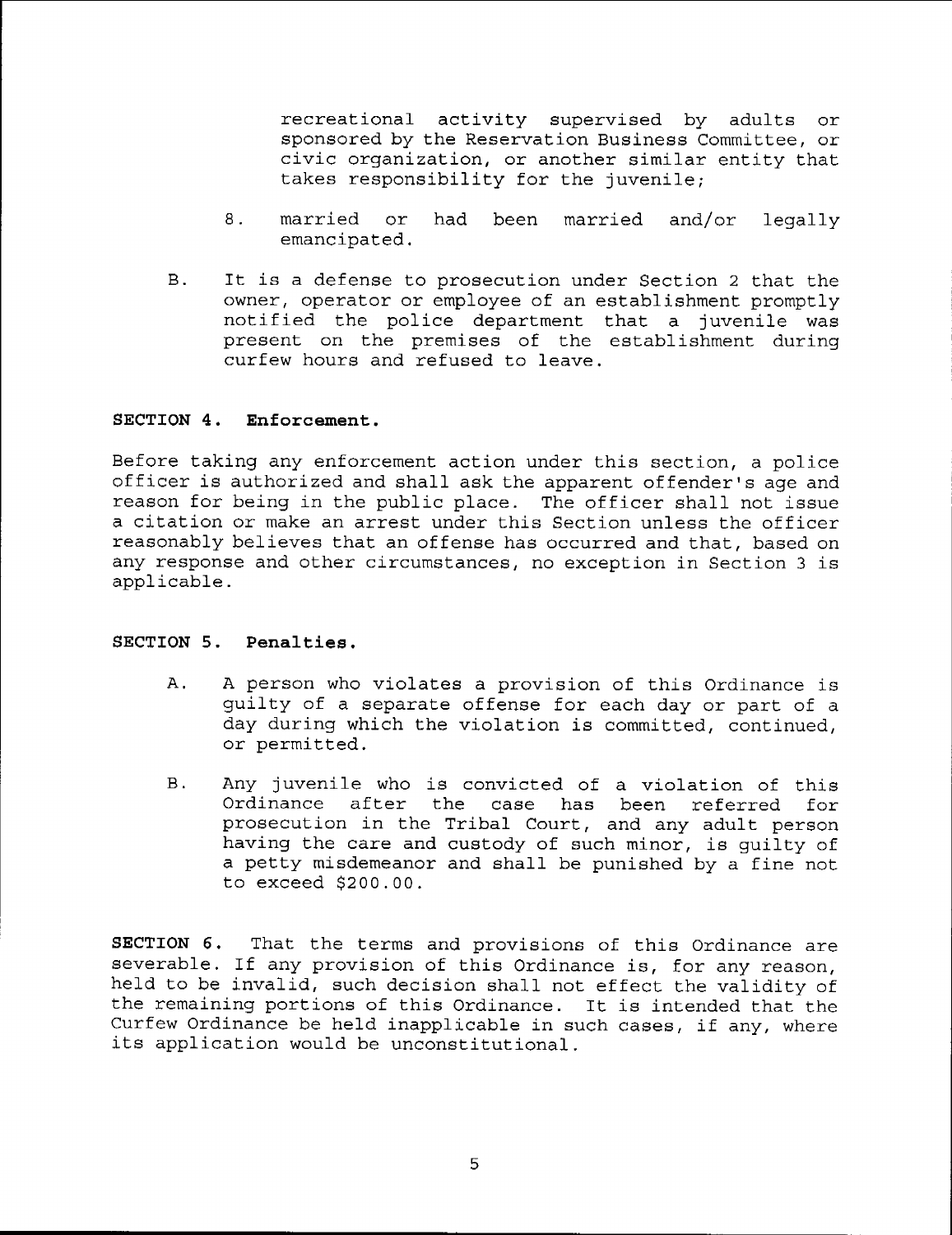recreational activity supervised by adults or sponsored by the Reservation Business Committee, or civic organization, or another similar entity that takes responsibility for the juvenile;

8. married or had been married and/or legally emancipated.

B. It is a defense to prosecution under Section 2 that the owner, operator or employee of an establishment promptly notified the police department that a juvenile was present on the premises of the establishment during curfew hours and refused to leave.

**SECTION 4. Enforcement.**

Before taking any enforcement action under this section, a police officer is authorized and shall ask the apparent offender's age and reason for being in the public place. The officer shall not issue a citation or make an arrest under this Section unless the officer reasonably believes that an offense has occurred and that, based on any response and other circumstances, no exception in Section 3 is applicable.

**SECTION 5. Penalties.**

A. A person who violates a provision of this Ordinance is guilty of a separate offense for each day or part of a day during which the violation is committed, continued, or permitted.

B. Any juvenile who is convicted of a violation of this Ordinance after the case has been referred for prosecution in the Tribal Court, and any adult person having the care and custody of such minor, is guilty of a petty misdemeanor and shall be punished by a fine not to exceed $200.00.

**SECTION 6.** That the terms and provisions of this Ordinance are severable. If any provision of this Ordinance is, for any reason, held to be invalid, such decision shall not effect the validity of the remaining portions of this Ordinance. It is intended that the Curfew Ordinance be held inapplicable in such cases, if any, where its application would be unconstitutional.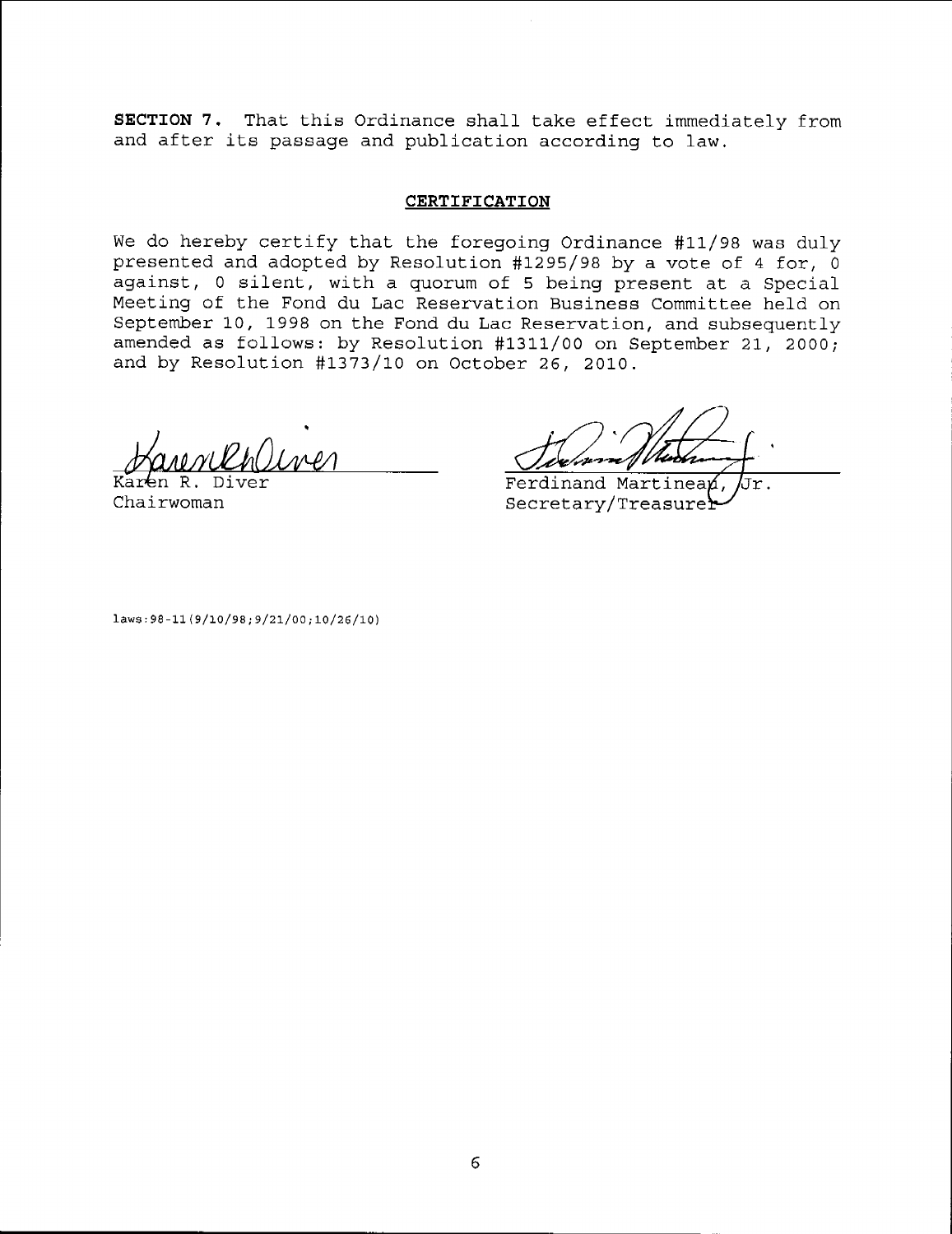**SECTION 7.** That this Ordinance shall take effect immediately from and after its passage and publication according to law.

## CERTIFICATION

We do hereby certify that the foregoing Ordinance #11/98 was duly presented and adopted by Resolution #1295/98 by a vote of 4 for, 0 against, 0 silent, with a quorum of 5 being present at a Special Meeting of the Fond du Lac Reservation Business Committee held on September 10, 1998 on the Fond du Lac Reservation, and subsequently amended as follows: by Resolution #1311/00 on September 21, 2000; and by Resolution #1373/10 on October 26, 2010.

Karen R. Diver
Chairwoman

Ferdinand Martineau, Jr.
Secretary/Treasurer

laws:98-11(9/10/98;9/21/00;10/26/10)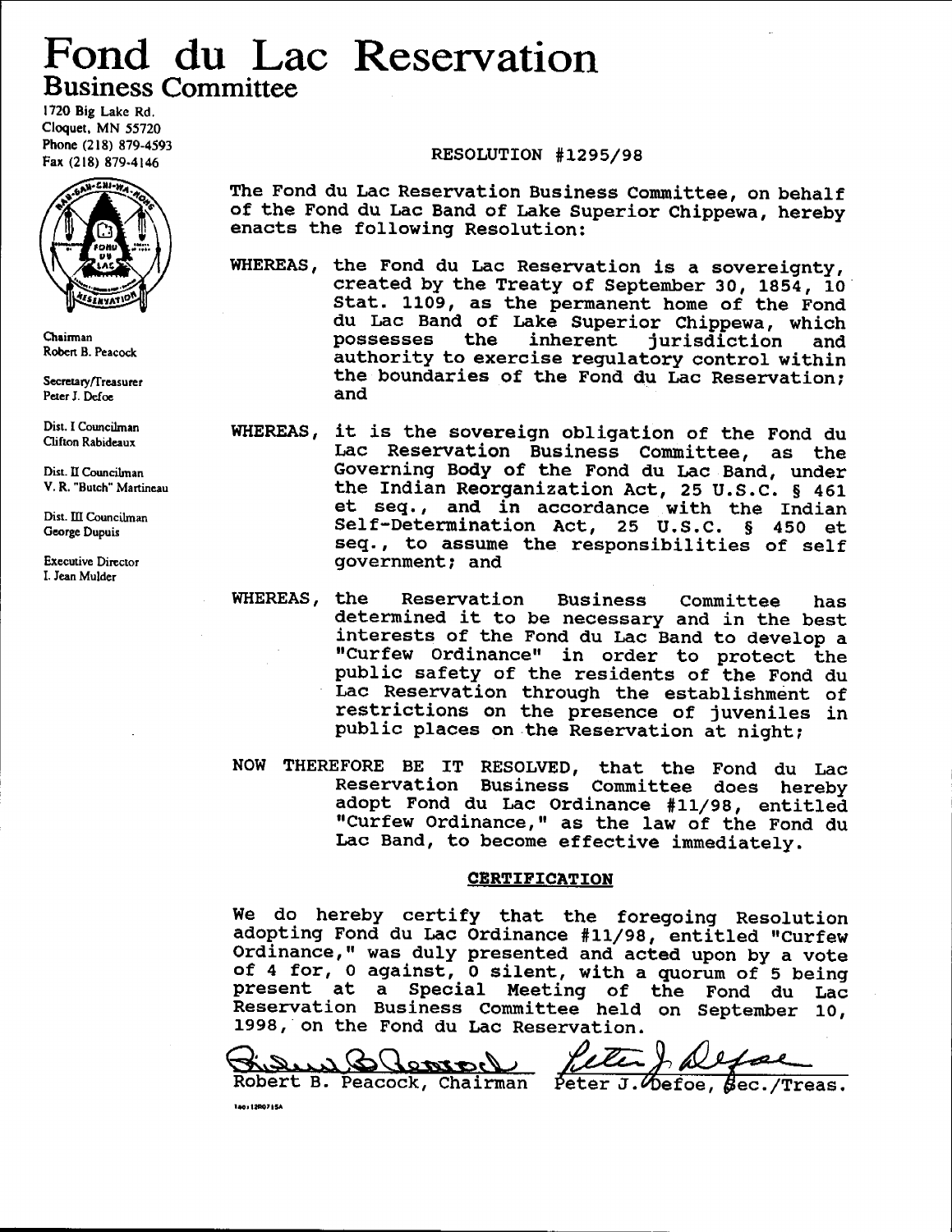# Fond du Lac Reservation

## Business Committee

1720 Big Lake Rd.
Cloquet, MN 55720
Phone (218) 879-4593
Fax (218) 879-4146

Chairman
Robert B. Peacock

Secretary/Treasurer
Peter J. Defoe

Dist. I Councilman
Clifton Rabideaux

Dist. II Councilman
V. R. "Butch" Martineau

Dist. III Councilman
George Dupuis

Executive Director
I. Jean Mulder

RESOLUTION #1295/98

The Fond du Lac Reservation Business Committee, on behalf of the Fond du Lac Band of Lake Superior Chippewa, hereby enacts the following Resolution:

WHEREAS, the Fond du Lac Reservation is a sovereignty, created by the Treaty of September 30, 1854, 10 Stat. 1109, as the permanent home of the Fond du Lac Band of Lake Superior Chippewa, which possesses the inherent jurisdiction and authority to exercise regulatory control within the boundaries of the Fond du Lac Reservation; and

WHEREAS, it is the sovereign obligation of the Fond du Lac Reservation Business Committee, as the Governing Body of the Fond du Lac Band, under the Indian Reorganization Act, 25 U.S.C. § 461 et seq., and in accordance with the Indian Self-Determination Act, 25 U.S.C. § 450 et seq., to assume the responsibilities of self government; and

WHEREAS, the Reservation Business Committee has determined it to be necessary and in the best interests of the Fond du Lac Band to develop a "Curfew Ordinance" in order to protect the public safety of the residents of the Fond du Lac Reservation through the establishment of restrictions on the presence of juveniles in public places on the Reservation at night;

NOW THEREFORE BE IT RESOLVED, that the Fond du Lac Reservation Business Committee does hereby adopt Fond du Lac Ordinance #11/98, entitled "Curfew Ordinance," as the law of the Fond du Lac Band, to become effective immediately.

**CERTIFICATION**

We do hereby certify that the foregoing Resolution adopting Fond du Lac Ordinance #11/98, entitled "Curfew Ordinance," was duly presented and acted upon by a vote of 4 for, 0 against, 0 silent, with a quorum of 5 being present at a Special Meeting of the Fond du Lac Reservation Business Committee held on September 10, 1998, on the Fond du Lac Reservation.

Robert B. Peacock, Chairman

Peter J. Defoe, Sec./Treas.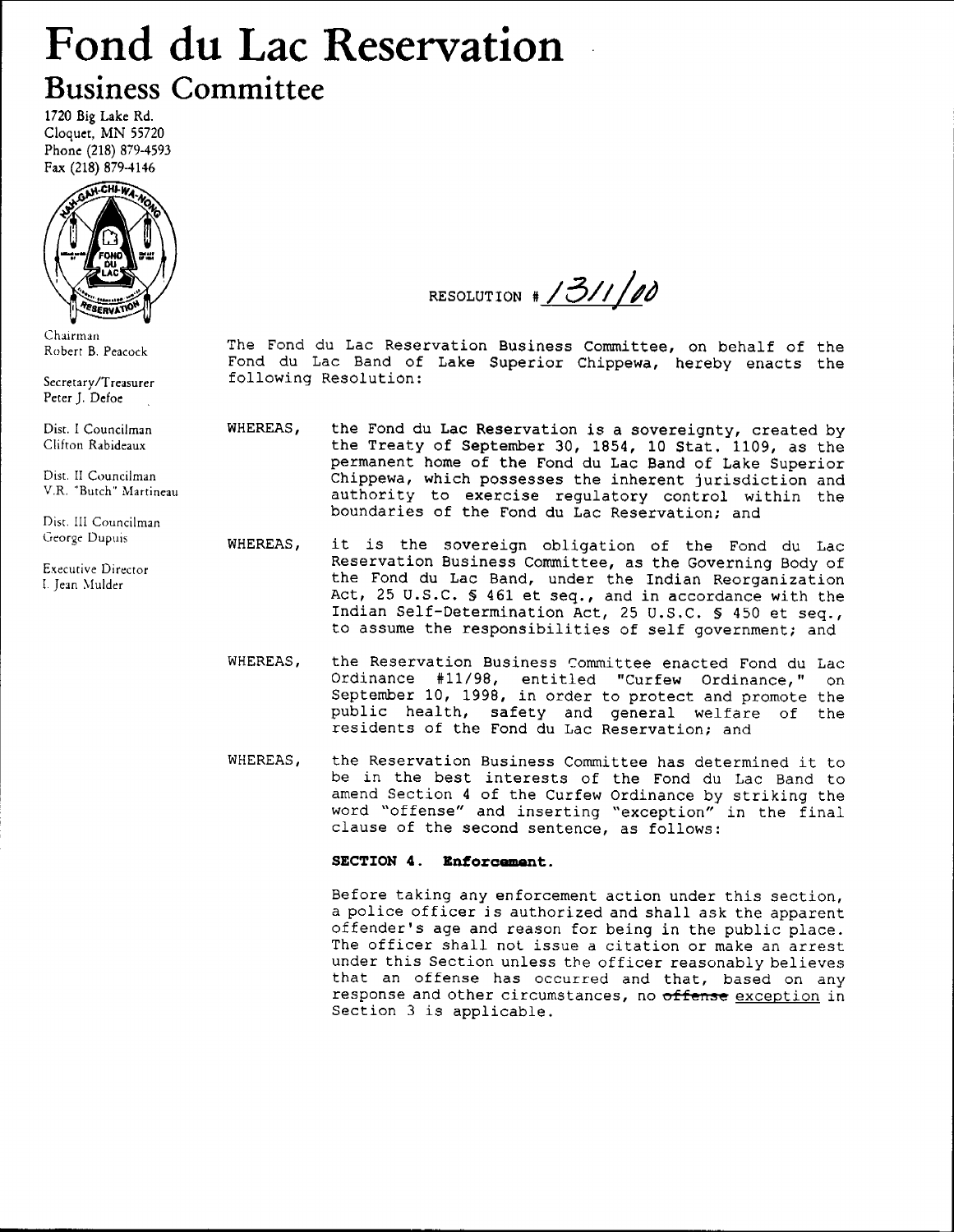# Fond du Lac Reservation

## Business Committee

1720 Big Lake Rd.
Cloquet, MN 55720
Phone (218) 879-4593
Fax (218) 879-4146

Chairman
Robert B. Peacock

Secretary/Treasurer
Peter J. Defoe

Dist. I Councilman
Clifton Rabideaux

Dist. II Councilman
V.R. "Butch" Martineau

Dist. III Councilman
George Dupuis

Executive Director
I. Jean Mulder

RESOLUTION # 1311/00

The Fond du Lac Reservation Business Committee, on behalf of the Fond du Lac Band of Lake Superior Chippewa, hereby enacts the following Resolution:

WHEREAS, the Fond du Lac Reservation is a sovereignty, created by the Treaty of September 30, 1854, 10 Stat. 1109, as the permanent home of the Fond du Lac Band of Lake Superior Chippewa, which possesses the inherent jurisdiction and authority to exercise regulatory control within the boundaries of the Fond du Lac Reservation; and

WHEREAS, it is the sovereign obligation of the Fond du Lac Reservation Business Committee, as the Governing Body of the Fond du Lac Band, under the Indian Reorganization Act, 25 U.S.C. § 461 et seq., and in accordance with the Indian Self-Determination Act, 25 U.S.C. § 450 et seq., to assume the responsibilities of self government; and

WHEREAS, the Reservation Business Committee enacted Fond du Lac Ordinance #11/98, entitled "Curfew Ordinance," on September 10, 1998, in order to protect and promote the public health, safety and general welfare of the residents of the Fond du Lac Reservation; and

WHEREAS, the Reservation Business Committee has determined it to be in the best interests of the Fond du Lac Band to amend Section 4 of the Curfew Ordinance by striking the word "offense" and inserting "exception" in the final clause of the second sentence, as follows:

**SECTION 4. Enforcement.**

Before taking any enforcement action under this section, a police officer is authorized and shall ask the apparent offender's age and reason for being in the public place. The officer shall not issue a citation or make an arrest under this Section unless the officer reasonably believes that an offense has occurred and that, based on any response and other circumstances, no ~~offense~~ exception in Section 3 is applicable.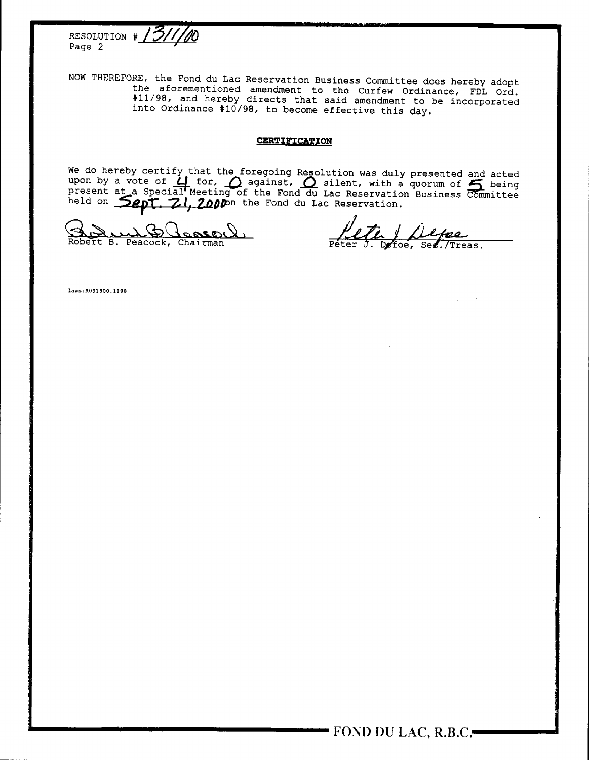RESOLUTION # 131/00
Page 2

NOW THEREFORE, the Fond du Lac Reservation Business Committee does hereby adopt the aforementioned amendment to the Curfew Ordinance, FDL Ord. #11/98, and hereby directs that said amendment to be incorporated into Ordinance #10/98, to become effective this day.

**CERTIFICATION**

We do hereby certify that the foregoing Resolution was duly presented and acted upon by a vote of 4 for, 0 against, 0 silent, with a quorum of 5 being present at a Special Meeting of the Fond du Lac Reservation Business Committee held on Sept. 21, 2000 on the Fond du Lac Reservation.

Robert B. Peacock, Chairman

Peter J. Defoe, Sec./Treas.

laws:R091800.1198

FOND DU LAC, R.B.C.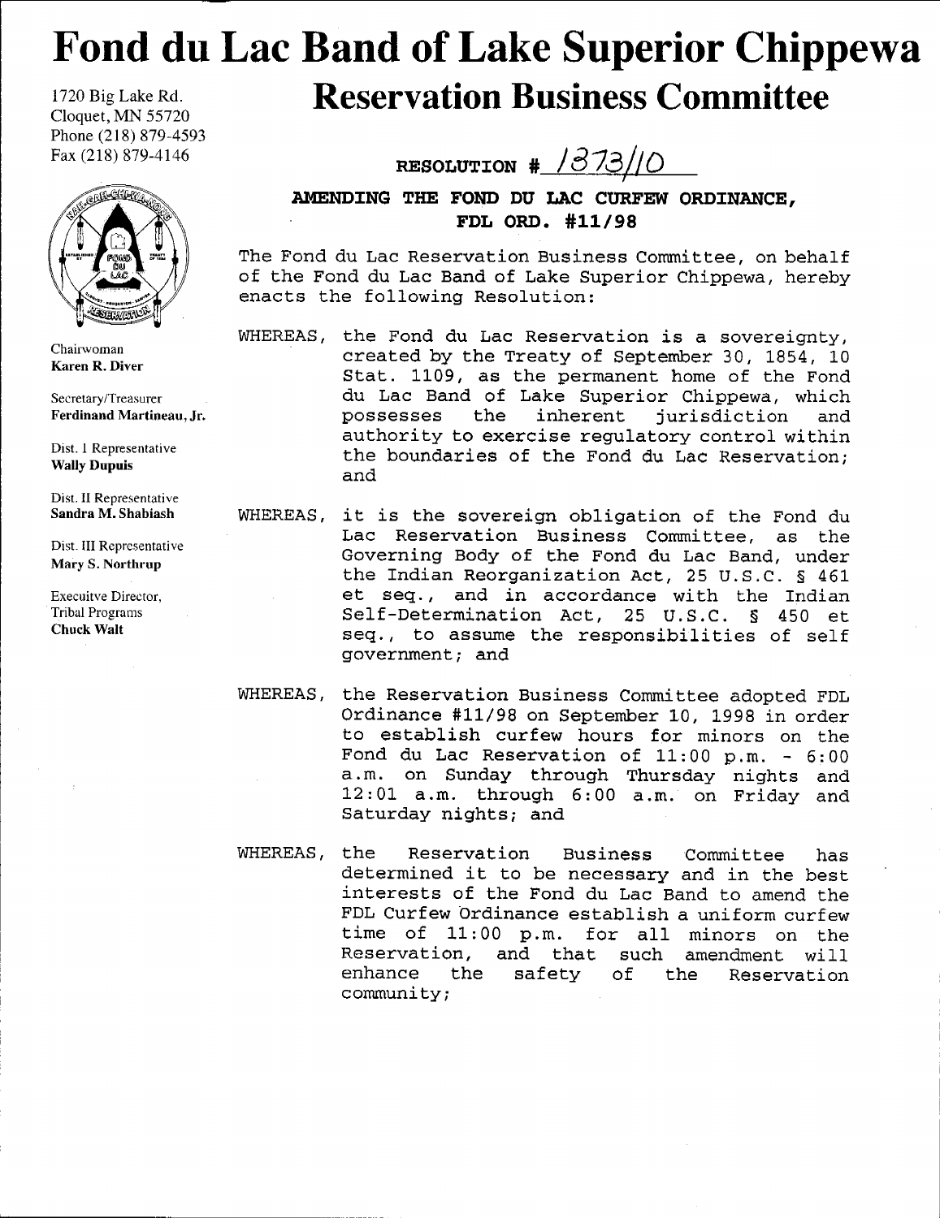# Fond du Lac Band of Lake Superior Chippewa

1720 Big Lake Rd.
Cloquet, MN 55720
Phone (218) 879-4593
Fax (218) 879-4146

## Reservation Business Committee

Chairwoman
**Karen R. Diver**

Secretary/Treasurer
**Ferdinand Martineau, Jr.**

Dist. I Representative
**Wally Dupuis**

Dist. II Representative
**Sandra M. Shabiash**

Dist. III Representative
**Mary S. Northrup**

Executive Director,
Tribal Programs
**Chuck Walt**

**RESOLUTION # 1373/10**

**AMENDING THE FOND DU LAC CURFEW ORDINANCE, FDL ORD. #11/98**

The Fond du Lac Reservation Business Committee, on behalf of the Fond du Lac Band of Lake Superior Chippewa, hereby enacts the following Resolution:

WHEREAS, the Fond du Lac Reservation is a sovereignty, created by the Treaty of September 30, 1854, 10 Stat. 1109, as the permanent home of the Fond du Lac Band of Lake Superior Chippewa, which possesses the inherent jurisdiction and authority to exercise regulatory control within the boundaries of the Fond du Lac Reservation; and

WHEREAS, it is the sovereign obligation of the Fond du Lac Reservation Business Committee, as the Governing Body of the Fond du Lac Band, under the Indian Reorganization Act, 25 U.S.C. § 461 et seq., and in accordance with the Indian Self-Determination Act, 25 U.S.C. § 450 et seq., to assume the responsibilities of self government; and

WHEREAS, the Reservation Business Committee adopted FDL Ordinance #11/98 on September 10, 1998 in order to establish curfew hours for minors on the Fond du Lac Reservation of 11:00 p.m. - 6:00 a.m. on Sunday through Thursday nights and 12:01 a.m. through 6:00 a.m. on Friday and Saturday nights; and

WHEREAS, the Reservation Business Committee has determined it to be necessary and in the best interests of the Fond du Lac Band to amend the FDL Curfew Ordinance establish a uniform curfew time of 11:00 p.m. for all minors on the Reservation, and that such amendment will enhance the safety of the Reservation community;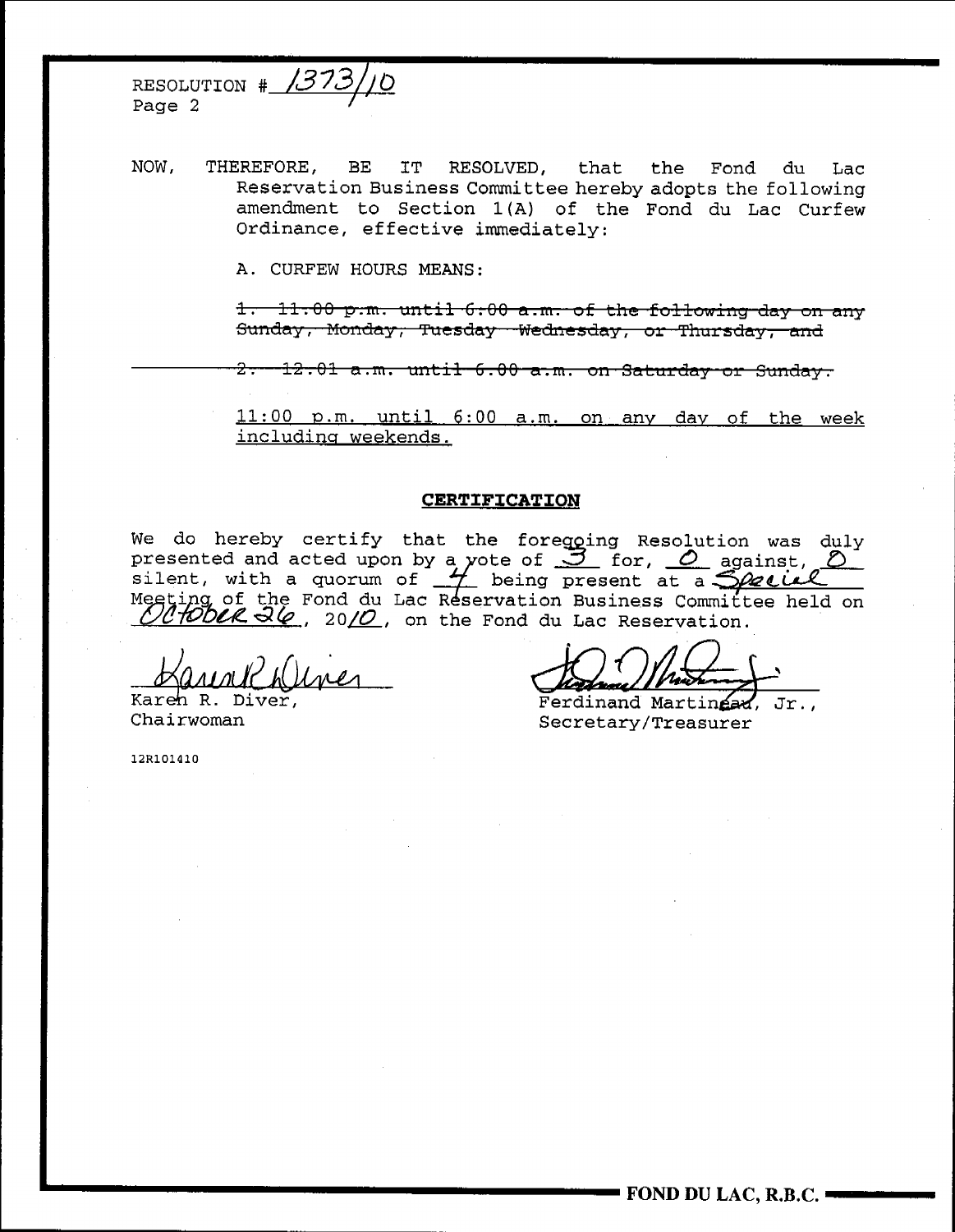RESOLUTION # 1373/10
Page 2

NOW, THEREFORE, BE IT RESOLVED, that the Fond du Lac Reservation Business Committee hereby adopts the following amendment to Section 1(A) of the Fond du Lac Curfew Ordinance, effective immediately:

A. CURFEW HOURS MEANS:

~~1. 11:00 p.m. until 6:00 a.m. of the following day on any Sunday, Monday, Tuesday Wednesday, or Thursday, and~~

~~2. 12:01 a.m. until 6:00 a.m. on Saturday or Sunday.~~

<u>11:00 p.m. until 6:00 a.m. on any day of the week including weekends.</u>

## CERTIFICATION

We do hereby certify that the foregoing Resolution was duly presented and acted upon by a vote of 3 for, 0 against, 0 silent, with a quorum of 4 being present at a Special Meeting of the Fond du Lac Reservation Business Committee held on October 26, 2010, on the Fond du Lac Reservation.

Karen R. Diver,
Chairwoman

Ferdinand Martineau, Jr.,
Secretary/Treasurer

12R101410

FOND DU LAC, R.B.C.